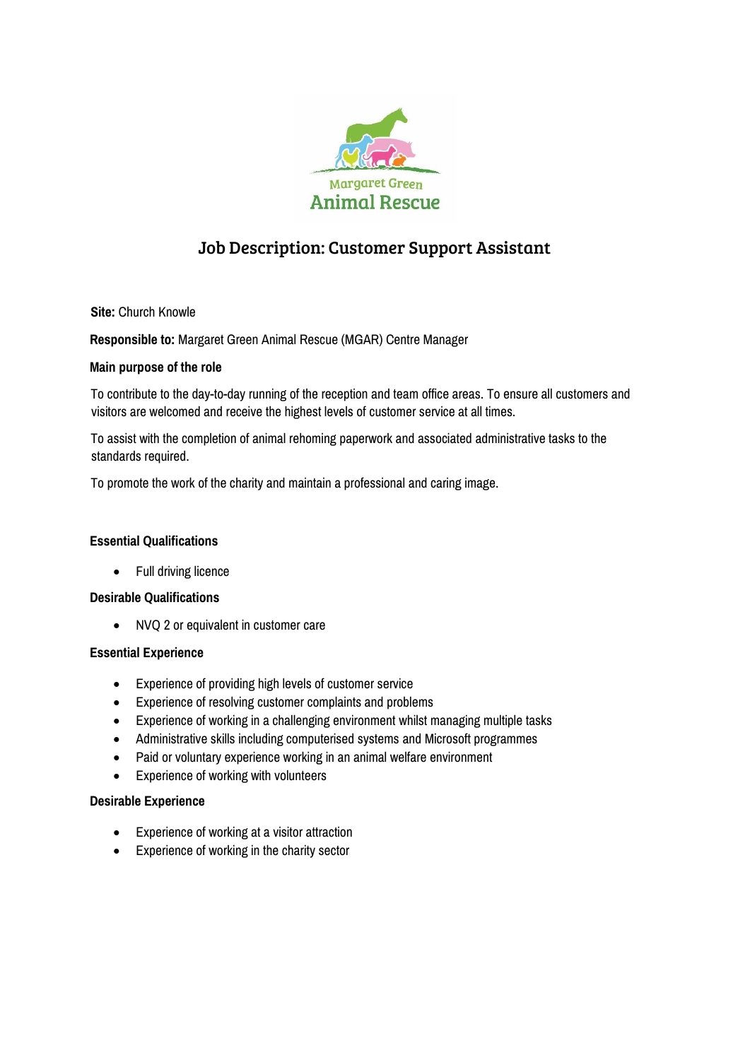Margaret Green Animal Rescue

# Job Description: Customer Support Assistant

**Site:** Church Knowle

**Responsible to:** Margaret Green Animal Rescue (MGAR) Centre Manager

**Main purpose of the role**

To contribute to the day-to-day running of the reception and team office areas. To ensure all customers and visitors are welcomed and receive the highest levels of customer service at all times.

To assist with the completion of animal rehoming paperwork and associated administrative tasks to the standards required.

To promote the work of the charity and maintain a professional and caring image.

**Essential Qualifications**

- Full driving licence

**Desirable Qualifications**

- NVQ 2 or equivalent in customer care

**Essential Experience**

- Experience of providing high levels of customer service
- Experience of resolving customer complaints and problems
- Experience of working in a challenging environment whilst managing multiple tasks
- Administrative skills including computerised systems and Microsoft programmes
- Paid or voluntary experience working in an animal welfare environment
- Experience of working with volunteers

**Desirable Experience**

- Experience of working at a visitor attraction
- Experience of working in the charity sector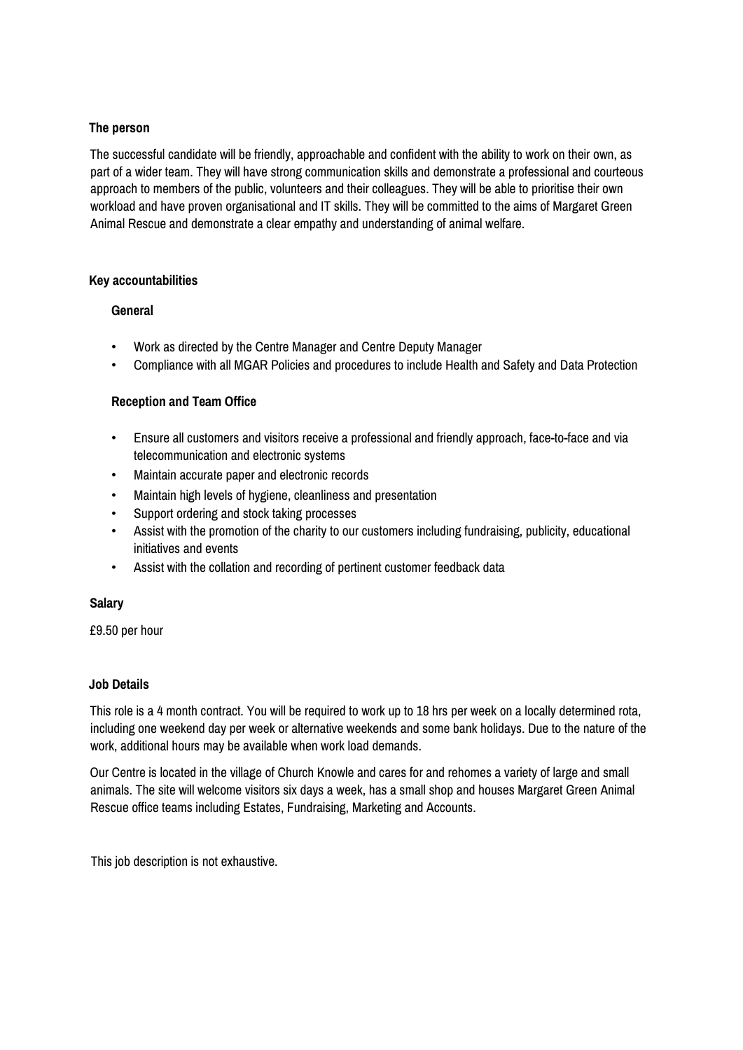## The person

The successful candidate will be friendly, approachable and confident with the ability to work on their own, as part of a wider team. They will have strong communication skills and demonstrate a professional and courteous approach to members of the public, volunteers and their colleagues. They will be able to prioritise their own workload and have proven organisational and IT skills. They will be committed to the aims of Margaret Green Animal Rescue and demonstrate a clear empathy and understanding of animal welfare.

## Key accountabilities

### General

- Work as directed by the Centre Manager and Centre Deputy Manager
- Compliance with all MGAR Policies and procedures to include Health and Safety and Data Protection

### Reception and Team Office

- Ensure all customers and visitors receive a professional and friendly approach, face-to-face and via telecommunication and electronic systems
- Maintain accurate paper and electronic records
- Maintain high levels of hygiene, cleanliness and presentation
- Support ordering and stock taking processes
- Assist with the promotion of the charity to our customers including fundraising, publicity, educational initiatives and events
- Assist with the collation and recording of pertinent customer feedback data

## Salary

£9.50 per hour

## Job Details

This role is a 4 month contract. You will be required to work up to 18 hrs per week on a locally determined rota, including one weekend day per week or alternative weekends and some bank holidays. Due to the nature of the work, additional hours may be available when work load demands.

Our Centre is located in the village of Church Knowle and cares for and rehomes a variety of large and small animals. The site will welcome visitors six days a week, has a small shop and houses Margaret Green Animal Rescue office teams including Estates, Fundraising, Marketing and Accounts.

This job description is not exhaustive.